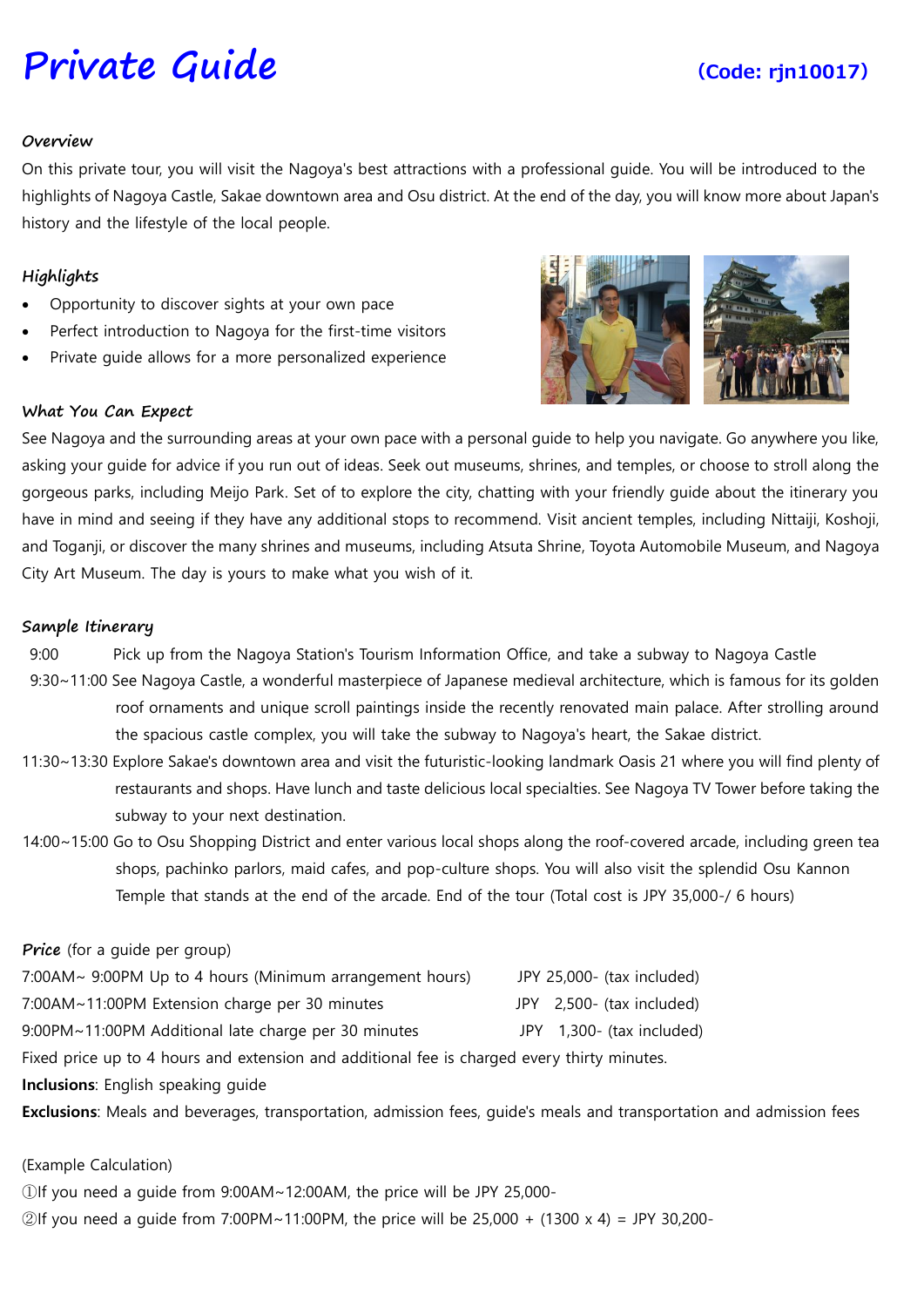# Private Guide

**(Code: rjn10017)**

### *Overview*

On this private tour, you will visit the Nagoya's best attractions with a professional guide. You will be introduced to the highlights of Nagoya Castle, Sakae downtown area and Osu district. At the end of the day, you will know more about Japan's history and the lifestyle of the local people.

### *Highlights*

- Opportunity to discover sights at your own pace
- Perfect introduction to Nagoya for the first-time visitors
- Private guide allows for a more personalized experience

### *What You Can Expect*

See Nagoya and the surrounding areas at your own pace with a personal guide to help you navigate. Go anywhere you like, asking your guide for advice if you run out of ideas. Seek out museums, shrines, and temples, or choose to stroll along the gorgeous parks, including Meijo Park. Set of to explore the city, chatting with your friendly guide about the itinerary you have in mind and seeing if they have any additional stops to recommend. Visit ancient temples, including Nittaiji, Koshoji, and Toganji, or discover the many shrines and museums, including Atsuta Shrine, Toyota Automobile Museum, and Nagoya City Art Museum. The day is yours to make what you wish of it.

### *Sample Itinerary*

9:00 Pick up from the Nagoya Station's Tourism Information Office, and take a subway to Nagoya Castle

9:30~11:00 See Nagoya Castle, a wonderful masterpiece of Japanese medieval architecture, which is famous for its golden roof ornaments and unique scroll paintings inside the recently renovated main palace. After strolling around the spacious castle complex, you will take the subway to Nagoya's heart, the Sakae district.

11:30~13:30 Explore Sakae's downtown area and visit the futuristic-looking landmark Oasis 21 where you will find plenty of restaurants and shops. Have lunch and taste delicious local specialties. See Nagoya TV Tower before taking the subway to your next destination.

14:00~15:00 Go to Osu Shopping District and enter various local shops along the roof-covered arcade, including green tea shops, pachinko parlors, maid cafes, and pop-culture shops. You will also visit the splendid Osu Kannon Temple that stands at the end of the arcade. End of the tour (Total cost is JPY 35,000-/ 6 hours)

***Price*** (for a guide per group)

| | |
|---|---|
| 7:00AM~ 9:00PM Up to 4 hours (Minimum arrangement hours) | JPY 25,000- (tax included) |
| 7:00AM~11:00PM Extension charge per 30 minutes | JPY 2,500- (tax included) |
| 9:00PM~11:00PM Additional late charge per 30 minutes | JPY 1,300- (tax included) |

Fixed price up to 4 hours and extension and additional fee is charged every thirty minutes.

**Inclusions**: English speaking guide

**Exclusions**: Meals and beverages, transportation, admission fees, guide's meals and transportation and admission fees

(Example Calculation)

①If you need a guide from 9:00AM~12:00AM, the price will be JPY 25,000-

②If you need a guide from 7:00PM~11:00PM, the price will be 25,000 + (1300 x 4) = JPY 30,200-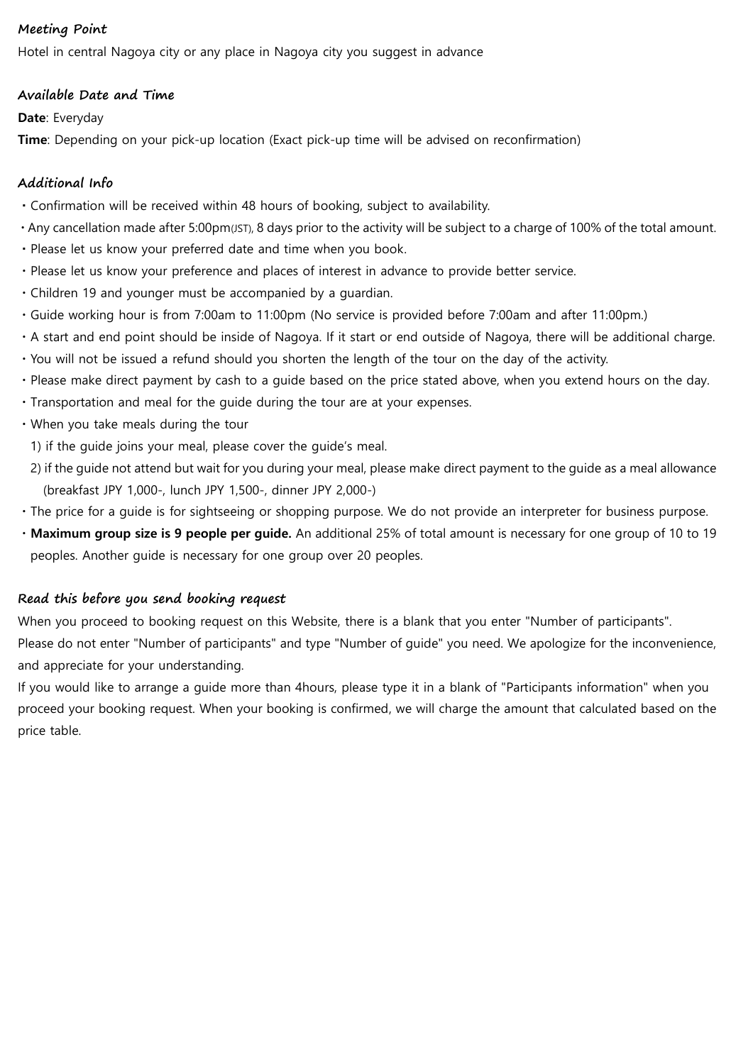### Meeting Point

Hotel in central Nagoya city or any place in Nagoya city you suggest in advance

### Available Date and Time

**Date**: Everyday

**Time**: Depending on your pick-up location (Exact pick-up time will be advised on reconfirmation)

### Additional Info

- Confirmation will be received within 48 hours of booking, subject to availability.
- Any cancellation made after 5:00pm(JST), 8 days prior to the activity will be subject to a charge of 100% of the total amount.
- Please let us know your preferred date and time when you book.
- Please let us know your preference and places of interest in advance to provide better service.
- Children 19 and younger must be accompanied by a guardian.
- Guide working hour is from 7:00am to 11:00pm (No service is provided before 7:00am and after 11:00pm.)
- A start and end point should be inside of Nagoya. If it start or end outside of Nagoya, there will be additional charge.
- You will not be issued a refund should you shorten the length of the tour on the day of the activity.
- Please make direct payment by cash to a guide based on the price stated above, when you extend hours on the day.
- Transportation and meal for the guide during the tour are at your expenses.
- When you take meals during the tour
  1) if the guide joins your meal, please cover the guide's meal.
  2) if the guide not attend but wait for you during your meal, please make direct payment to the guide as a meal allowance (breakfast JPY 1,000-, lunch JPY 1,500-, dinner JPY 2,000-)
- The price for a guide is for sightseeing or shopping purpose. We do not provide an interpreter for business purpose.
- **Maximum group size is 9 people per guide.** An additional 25% of total amount is necessary for one group of 10 to 19 peoples. Another guide is necessary for one group over 20 peoples.

### Read this before you send booking request

When you proceed to booking request on this Website, there is a blank that you enter "Number of participants".
Please do not enter "Number of participants" and type "Number of guide" you need. We apologize for the inconvenience, and appreciate for your understanding.
If you would like to arrange a guide more than 4hours, please type it in a blank of "Participants information" when you proceed your booking request. When your booking is confirmed, we will charge the amount that calculated based on the price table.